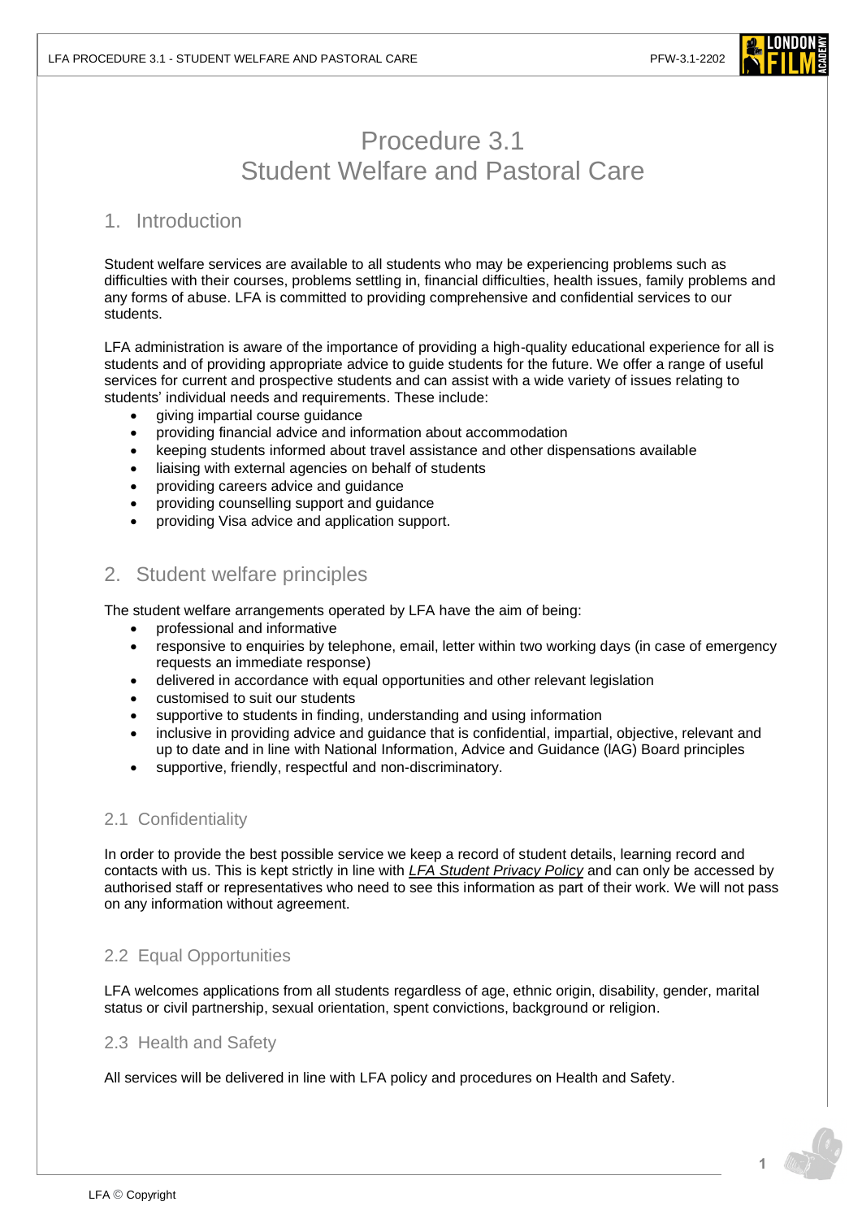# Procedure 3.1
# Student Welfare and Pastoral Care

## 1. Introduction

Student welfare services are available to all students who may be experiencing problems such as difficulties with their courses, problems settling in, financial difficulties, health issues, family problems and any forms of abuse. LFA is committed to providing comprehensive and confidential services to our students.

LFA administration is aware of the importance of providing a high-quality educational experience for all is students and of providing appropriate advice to guide students for the future. We offer a range of useful services for current and prospective students and can assist with a wide variety of issues relating to students' individual needs and requirements. These include:

- giving impartial course guidance
- providing financial advice and information about accommodation
- keeping students informed about travel assistance and other dispensations available
- liaising with external agencies on behalf of students
- providing careers advice and guidance
- providing counselling support and guidance
- providing Visa advice and application support.

## 2. Student welfare principles

The student welfare arrangements operated by LFA have the aim of being:

- professional and informative
- responsive to enquiries by telephone, email, letter within two working days (in case of emergency requests an immediate response)
- delivered in accordance with equal opportunities and other relevant legislation
- customised to suit our students
- supportive to students in finding, understanding and using information
- inclusive in providing advice and guidance that is confidential, impartial, objective, relevant and up to date and in line with National Information, Advice and Guidance (lAG) Board principles
- supportive, friendly, respectful and non-discriminatory.

### 2.1 Confidentiality

In order to provide the best possible service we keep a record of student details, learning record and contacts with us. This is kept strictly in line with *LFA Student Privacy Policy* and can only be accessed by authorised staff or representatives who need to see this information as part of their work. We will not pass on any information without agreement.

### 2.2 Equal Opportunities

LFA welcomes applications from all students regardless of age, ethnic origin, disability, gender, marital status or civil partnership, sexual orientation, spent convictions, background or religion.

### 2.3 Health and Safety

All services will be delivered in line with LFA policy and procedures on Health and Safety.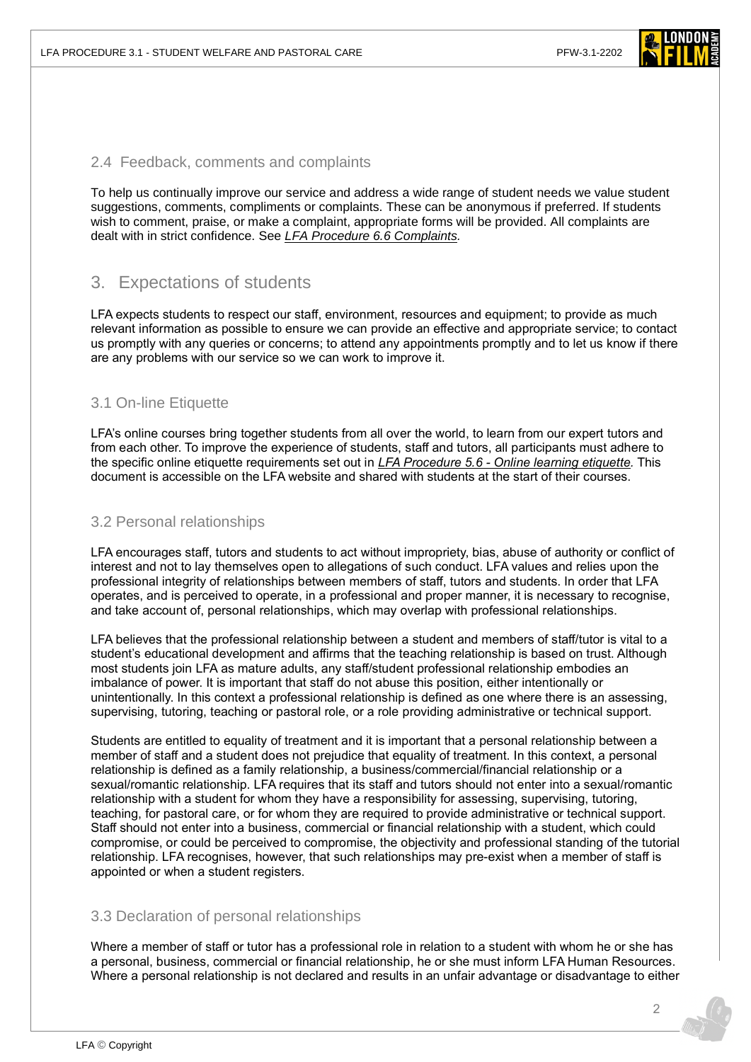### 2.4 Feedback, comments and complaints

To help us continually improve our service and address a wide range of student needs we value student suggestions, comments, compliments or complaints. These can be anonymous if preferred. If students wish to comment, praise, or make a complaint, appropriate forms will be provided. All complaints are dealt with in strict confidence. See *LFA Procedure 6.6 Complaints.*

## 3. Expectations of students

LFA expects students to respect our staff, environment, resources and equipment; to provide as much relevant information as possible to ensure we can provide an effective and appropriate service; to contact us promptly with any queries or concerns; to attend any appointments promptly and to let us know if there are any problems with our service so we can work to improve it.

### 3.1 On-line Etiquette

LFA's online courses bring together students from all over the world, to learn from our expert tutors and from each other. To improve the experience of students, staff and tutors, all participants must adhere to the specific online etiquette requirements set out in *LFA Procedure 5.6 - Online learning etiquette.* This document is accessible on the LFA website and shared with students at the start of their courses.

### 3.2 Personal relationships

LFA encourages staff, tutors and students to act without impropriety, bias, abuse of authority or conflict of interest and not to lay themselves open to allegations of such conduct. LFA values and relies upon the professional integrity of relationships between members of staff, tutors and students. In order that LFA operates, and is perceived to operate, in a professional and proper manner, it is necessary to recognise, and take account of, personal relationships, which may overlap with professional relationships.

LFA believes that the professional relationship between a student and members of staff/tutor is vital to a student's educational development and affirms that the teaching relationship is based on trust. Although most students join LFA as mature adults, any staff/student professional relationship embodies an imbalance of power. It is important that staff do not abuse this position, either intentionally or unintentionally. In this context a professional relationship is defined as one where there is an assessing, supervising, tutoring, teaching or pastoral role, or a role providing administrative or technical support.

Students are entitled to equality of treatment and it is important that a personal relationship between a member of staff and a student does not prejudice that equality of treatment. In this context, a personal relationship is defined as a family relationship, a business/commercial/financial relationship or a sexual/romantic relationship. LFA requires that its staff and tutors should not enter into a sexual/romantic relationship with a student for whom they have a responsibility for assessing, supervising, tutoring, teaching, for pastoral care, or for whom they are required to provide administrative or technical support. Staff should not enter into a business, commercial or financial relationship with a student, which could compromise, or could be perceived to compromise, the objectivity and professional standing of the tutorial relationship. LFA recognises, however, that such relationships may pre-exist when a member of staff is appointed or when a student registers.

### 3.3 Declaration of personal relationships

Where a member of staff or tutor has a professional role in relation to a student with whom he or she has a personal, business, commercial or financial relationship, he or she must inform LFA Human Resources. Where a personal relationship is not declared and results in an unfair advantage or disadvantage to either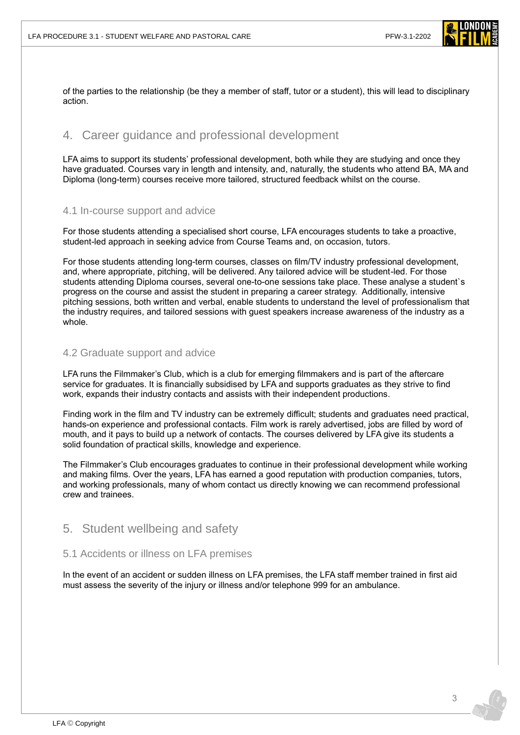of the parties to the relationship (be they a member of staff, tutor or a student), this will lead to disciplinary action.

## 4. Career guidance and professional development

LFA aims to support its students' professional development, both while they are studying and once they have graduated. Courses vary in length and intensity, and, naturally, the students who attend BA, MA and Diploma (long-term) courses receive more tailored, structured feedback whilst on the course.

### 4.1 In-course support and advice

For those students attending a specialised short course, LFA encourages students to take a proactive, student-led approach in seeking advice from Course Teams and, on occasion, tutors.

For those students attending long-term courses, classes on film/TV industry professional development, and, where appropriate, pitching, will be delivered. Any tailored advice will be student-led. For those students attending Diploma courses, several one-to-one sessions take place. These analyse a student`s progress on the course and assist the student in preparing a career strategy. Additionally, intensive pitching sessions, both written and verbal, enable students to understand the level of professionalism that the industry requires, and tailored sessions with guest speakers increase awareness of the industry as a whole.

### 4.2 Graduate support and advice

LFA runs the Filmmaker's Club, which is a club for emerging filmmakers and is part of the aftercare service for graduates. It is financially subsidised by LFA and supports graduates as they strive to find work, expands their industry contacts and assists with their independent productions.

Finding work in the film and TV industry can be extremely difficult; students and graduates need practical, hands-on experience and professional contacts. Film work is rarely advertised, jobs are filled by word of mouth, and it pays to build up a network of contacts. The courses delivered by LFA give its students a solid foundation of practical skills, knowledge and experience.

The Filmmaker's Club encourages graduates to continue in their professional development while working and making films. Over the years, LFA has earned a good reputation with production companies, tutors, and working professionals, many of whom contact us directly knowing we can recommend professional crew and trainees.

## 5. Student wellbeing and safety

### 5.1 Accidents or illness on LFA premises

In the event of an accident or sudden illness on LFA premises, the LFA staff member trained in first aid must assess the severity of the injury or illness and/or telephone 999 for an ambulance.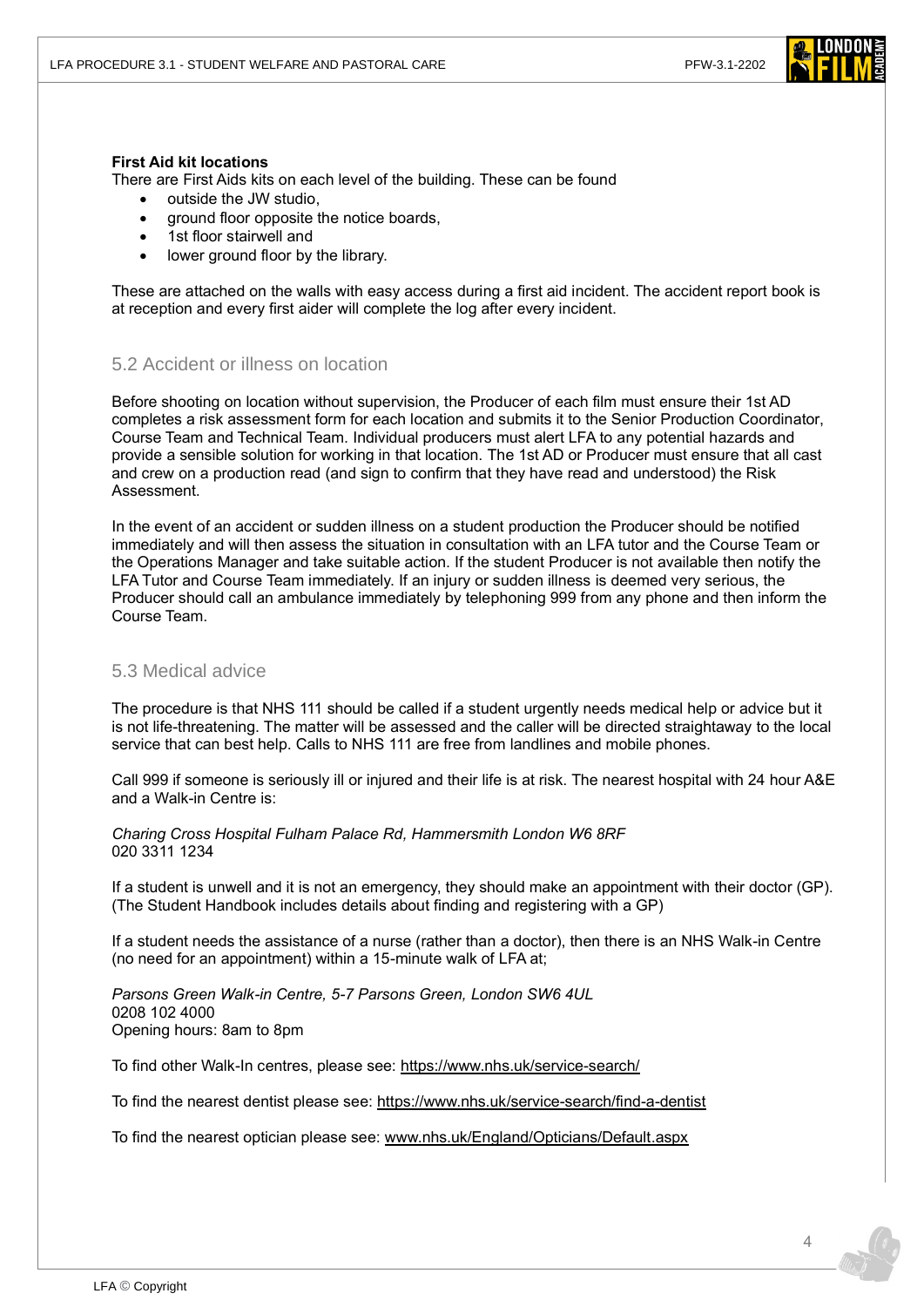**First Aid kit locations**

There are First Aids kits on each level of the building. These can be found

- outside the JW studio,
- ground floor opposite the notice boards,
- 1st floor stairwell and
- lower ground floor by the library.

These are attached on the walls with easy access during a first aid incident. The accident report book is at reception and every first aider will complete the log after every incident.

## 5.2 Accident or illness on location

Before shooting on location without supervision, the Producer of each film must ensure their 1st AD completes a risk assessment form for each location and submits it to the Senior Production Coordinator, Course Team and Technical Team. Individual producers must alert LFA to any potential hazards and provide a sensible solution for working in that location. The 1st AD or Producer must ensure that all cast and crew on a production read (and sign to confirm that they have read and understood) the Risk Assessment.

In the event of an accident or sudden illness on a student production the Producer should be notified immediately and will then assess the situation in consultation with an LFA tutor and the Course Team or the Operations Manager and take suitable action. If the student Producer is not available then notify the LFA Tutor and Course Team immediately. If an injury or sudden illness is deemed very serious, the Producer should call an ambulance immediately by telephoning 999 from any phone and then inform the Course Team.

## 5.3 Medical advice

The procedure is that NHS 111 should be called if a student urgently needs medical help or advice but it is not life-threatening. The matter will be assessed and the caller will be directed straightaway to the local service that can best help. Calls to NHS 111 are free from landlines and mobile phones.

Call 999 if someone is seriously ill or injured and their life is at risk. The nearest hospital with 24 hour A&E and a Walk-in Centre is:

*Charing Cross Hospital Fulham Palace Rd, Hammersmith London W6 8RF*
020 3311 1234

If a student is unwell and it is not an emergency, they should make an appointment with their doctor (GP). (The Student Handbook includes details about finding and registering with a GP)

If a student needs the assistance of a nurse (rather than a doctor), then there is an NHS Walk-in Centre (no need for an appointment) within a 15-minute walk of LFA at;

*Parsons Green Walk-in Centre, 5-7 Parsons Green, London SW6 4UL*
0208 102 4000
Opening hours: 8am to 8pm

To find other Walk-In centres, please see: https://www.nhs.uk/service-search/

To find the nearest dentist please see: https://www.nhs.uk/service-search/find-a-dentist

To find the nearest optician please see: www.nhs.uk/England/Opticians/Default.aspx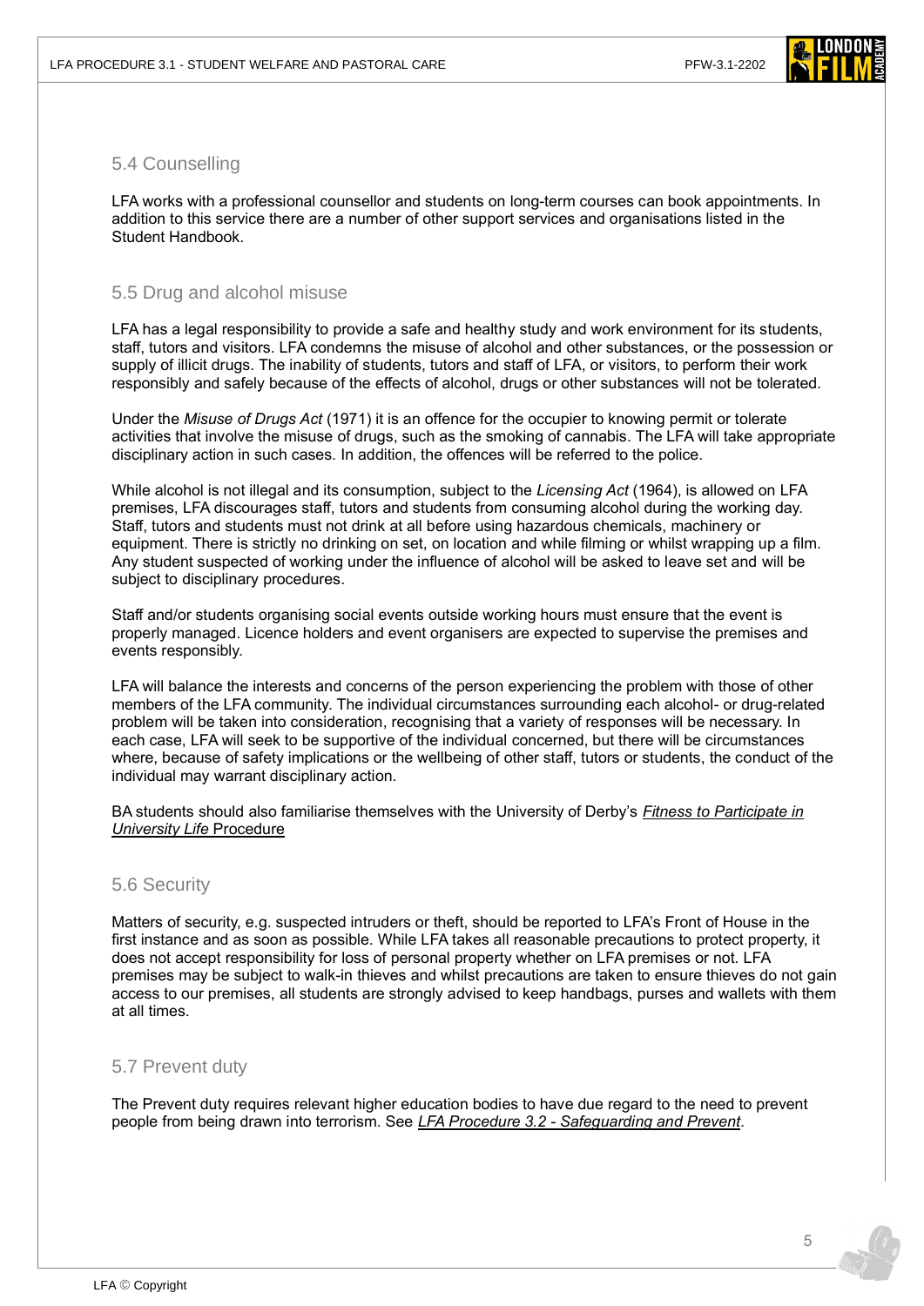### 5.4 Counselling

LFA works with a professional counsellor and students on long-term courses can book appointments. In addition to this service there are a number of other support services and organisations listed in the Student Handbook.

### 5.5 Drug and alcohol misuse

LFA has a legal responsibility to provide a safe and healthy study and work environment for its students, staff, tutors and visitors. LFA condemns the misuse of alcohol and other substances, or the possession or supply of illicit drugs. The inability of students, tutors and staff of LFA, or visitors, to perform their work responsibly and safely because of the effects of alcohol, drugs or other substances will not be tolerated.

Under the *Misuse of Drugs Act* (1971) it is an offence for the occupier to knowing permit or tolerate activities that involve the misuse of drugs, such as the smoking of cannabis. The LFA will take appropriate disciplinary action in such cases. In addition, the offences will be referred to the police.

While alcohol is not illegal and its consumption, subject to the *Licensing Act* (1964), is allowed on LFA premises, LFA discourages staff, tutors and students from consuming alcohol during the working day. Staff, tutors and students must not drink at all before using hazardous chemicals, machinery or equipment. There is strictly no drinking on set, on location and while filming or whilst wrapping up a film. Any student suspected of working under the influence of alcohol will be asked to leave set and will be subject to disciplinary procedures.

Staff and/or students organising social events outside working hours must ensure that the event is properly managed. Licence holders and event organisers are expected to supervise the premises and events responsibly.

LFA will balance the interests and concerns of the person experiencing the problem with those of other members of the LFA community. The individual circumstances surrounding each alcohol- or drug-related problem will be taken into consideration, recognising that a variety of responses will be necessary. In each case, LFA will seek to be supportive of the individual concerned, but there will be circumstances where, because of safety implications or the wellbeing of other staff, tutors or students, the conduct of the individual may warrant disciplinary action.

BA students should also familiarise themselves with the University of Derby's *Fitness to Participate in University Life* Procedure

### 5.6 Security

Matters of security, e.g. suspected intruders or theft, should be reported to LFA's Front of House in the first instance and as soon as possible. While LFA takes all reasonable precautions to protect property, it does not accept responsibility for loss of personal property whether on LFA premises or not. LFA premises may be subject to walk-in thieves and whilst precautions are taken to ensure thieves do not gain access to our premises, all students are strongly advised to keep handbags, purses and wallets with them at all times.

### 5.7 Prevent duty

The Prevent duty requires relevant higher education bodies to have due regard to the need to prevent people from being drawn into terrorism. See *LFA Procedure 3.2 - Safeguarding and Prevent*.